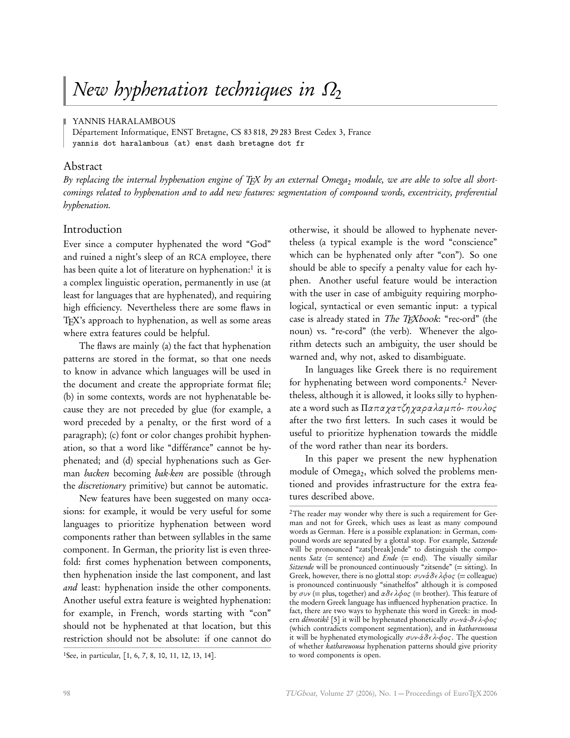# *New hyphenation techniques in $\Omega_2$*

YANNIS HARALAMBOUS
Département Informatique, ENST Bretagne, CS 83 818, 29 283 Brest Cedex 3, France
yannis dot haralambous (at) enst dash bretagne dot fr

## Abstract

*By replacing the internal hyphenation engine of TeX by an external Omega$_2$ module, we are able to solve all short-comings related to hyphenation and to add new features: segmentation of compound words, excentricity, preferential hyphenation.*

## Introduction

Ever since a computer hyphenated the word "God" and ruined a night's sleep of an RCA employee, there has been quite a lot of literature on hyphenation:[1] it is a complex linguistic operation, permanently in use (at least for languages that are hyphenated), and requiring high efficiency. Nevertheless there are some flaws in TeX's approach to hyphenation, as well as some areas where extra features could be helpful.

The flaws are mainly (a) the fact that hyphenation patterns are stored in the format, so that one needs to know in advance which languages will be used in the document and create the appropriate format file; (b) in some contexts, words are not hyphenatable because they are not preceded by glue (for example, a word preceded by a penalty, or the first word of a paragraph); (c) font or color changes prohibit hyphenation, so that a word like "diff*ér*ance" cannot be hyphenated; and (d) special hyphenations such as German *backen* becoming *bak-ken* are possible (through the *discretionary* primitive) but cannot be automatic.

New features have been suggested on many occasions: for example, it would be very useful for some languages to prioritize hyphenation between word components rather than between syllables in the same component. In German, the priority list is even threefold: first comes hyphenation between components, then hyphenation inside the last component, and last *and* least: hyphenation inside the other components. Another useful extra feature is weighted hyphenation: for example, in French, words starting with "con" should not be hyphenated at that location, but this restriction should not be absolute: if one cannot do otherwise, it should be allowed to hyphenate nevertheless (a typical example is the word "conscience" which can be hyphenated only after "con"). So one should be able to specify a penalty value for each hyphen. Another useful feature would be interaction with the user in case of ambiguity requiring morphological, syntactical or even semantic input: a typical case is already stated in *The TeXbook*: "rec-ord" (the noun) vs. "re-cord" (the verb). Whenever the algorithm detects such an ambiguity, the user should be warned and, why not, asked to disambiguate.

In languages like Greek there is no requirement for hyphenating between word components.[2] Nevertheless, although it is allowed, it looks silly to hyphenate a word such as *Παπαχατζηχαραλαμπό- πουλος* after the two first letters. In such cases it would be useful to prioritize hyphenation towards the middle of the word rather than near its borders.

In this paper we present the new hyphenation module of Omega$_2$, which solved the problems mentioned and provides infrastructure for the extra features described above.

---

[1] See, in particular, [1, 6, 7, 8, 10, 11, 12, 13, 14].

[2] The reader may wonder why there is such a requirement for German and not for Greek, which uses as least as many compound words as German. Here is a possible explanation: in German, compound words are separated by a glottal stop. For example, *Satzende* will be pronounced "zats[break]ende" to distinguish the components *Satz* (= sentence) and *Ende* (= end). The visually similar *Sitzende* will be pronounced continuously "zitsende" (= sitting). In Greek, however, there is no glottal stop: *συνάδελφος* (= colleague) is pronounced continuously "sinathelfos" although it is composed by *συν* (= plus, together) and *αδελφος* (= brother). This feature of the modern Greek language has influenced hyphenation practice. In fact, there are two ways to hyphenate this word in Greek: in modern *dêmotikê* [5] it will be hyphenated phonetically *συ-νά-δελ-φος* (which contradicts component segmentation), and in *kathareuousa* it will be hyphenated etymologically *συν-ά-δελ-φος*. The question of whether *kathareuousa* hyphenation patterns should give priority to word components is open.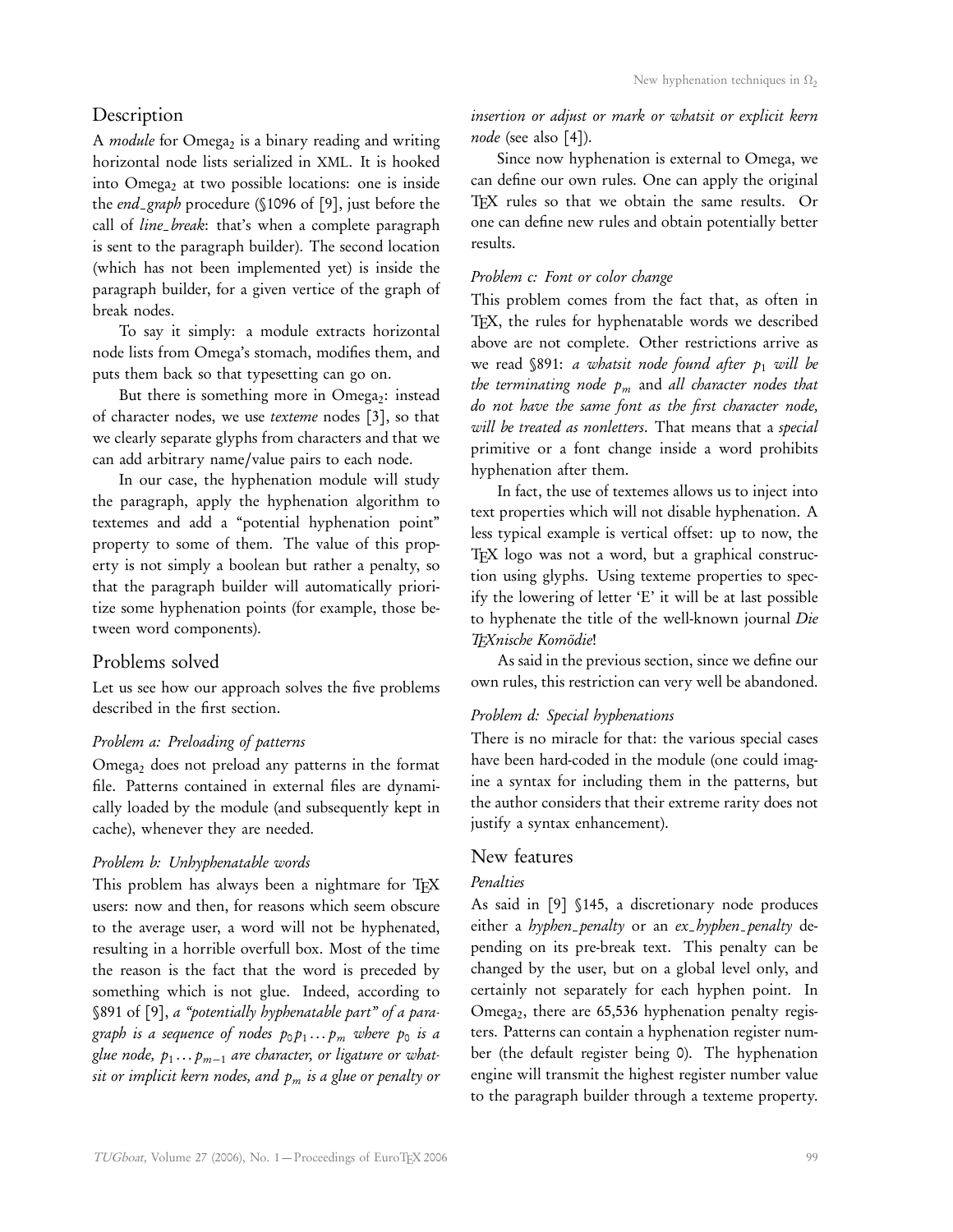## Description

A *module* for $\text{Omega}_2$ is a binary reading and writing horizontal node lists serialized in XML. It is hooked into $\text{Omega}_2$ at two possible locations: one is inside the *end_graph* procedure (§1096 of [9], just before the call of *line_break*: that's when a complete paragraph is sent to the paragraph builder). The second location (which has not been implemented yet) is inside the paragraph builder, for a given vertice of the graph of break nodes.

To say it simply: a module extracts horizontal node lists from Omega's stomach, modifies them, and puts them back so that typesetting can go on.

But there is something more in $\text{Omega}_2$: instead of character nodes, we use *texteme* nodes [3], so that we clearly separate glyphs from characters and that we can add arbitrary name/value pairs to each node.

In our case, the hyphenation module will study the paragraph, apply the hyphenation algorithm to textemes and add a "potential hyphenation point" property to some of them. The value of this property is not simply a boolean but rather a penalty, so that the paragraph builder will automatically prioritize some hyphenation points (for example, those between word components).

## Problems solved

Let us see how our approach solves the five problems described in the first section.

### *Problem a: Preloading of patterns*

$\text{Omega}_2$ does not preload any patterns in the format file. Patterns contained in external files are dynamically loaded by the module (and subsequently kept in cache), whenever they are needed.

### *Problem b: Unhyphenatable words*

This problem has always been a nightmare for TeX users: now and then, for reasons which seem obscure to the average user, a word will not be hyphenated, resulting in a horrible overfull box. Most of the time the reason is the fact that the word is preceded by something which is not glue. Indeed, according to §891 of [9], *a "potentially hyphenatable part" of a paragraph is a sequence of nodes $p_0 p_1 \ldots p_m$ where $p_0$ is a glue node, $p_1 \ldots p_{m-1}$ are character, or ligature or whatsit or implicit kern nodes, and $p_m$ is a glue or penalty or insertion or adjust or mark or whatsit or explicit kern node* (see also [4]).

Since now hyphenation is external to Omega, we can define our own rules. One can apply the original TeX rules so that we obtain the same results. Or one can define new rules and obtain potentially better results.

### *Problem c: Font or color change*

This problem comes from the fact that, as often in TeX, the rules for hyphenatable words we described above are not complete. Other restrictions arrive as we read §891: *a whatsit node found after $p_1$ will be the terminating node $p_m$* and *all character nodes that do not have the same font as the first character node, will be treated as nonletters*. That means that a *special* primitive or a font change inside a word prohibits hyphenation after them.

In fact, the use of textemes allows us to inject into text properties which will not disable hyphenation. A less typical example is vertical offset: up to now, the TeX logo was not a word, but a graphical construction using glyphs. Using texteme properties to specify the lowering of letter 'E' it will be at last possible to hyphenate the title of the well-known journal *Die TeXnische Komödie*!

As said in the previous section, since we define our own rules, this restriction can very well be abandoned.

### *Problem d: Special hyphenations*

There is no miracle for that: the various special cases have been hard-coded in the module (one could imagine a syntax for including them in the patterns, but the author considers that their extreme rarity does not justify a syntax enhancement).

## New features

### *Penalties*

As said in [9] §145, a discretionary node produces either a *hyphen_penalty* or an *ex_hyphen_penalty* depending on its pre-break text. This penalty can be changed by the user, but on a global level only, and certainly not separately for each hyphen point. In $\text{Omega}_2$, there are 65,536 hyphenation penalty registers. Patterns can contain a hyphenation register number (the default register being 0). The hyphenation engine will transmit the highest register number value to the paragraph builder through a texteme property.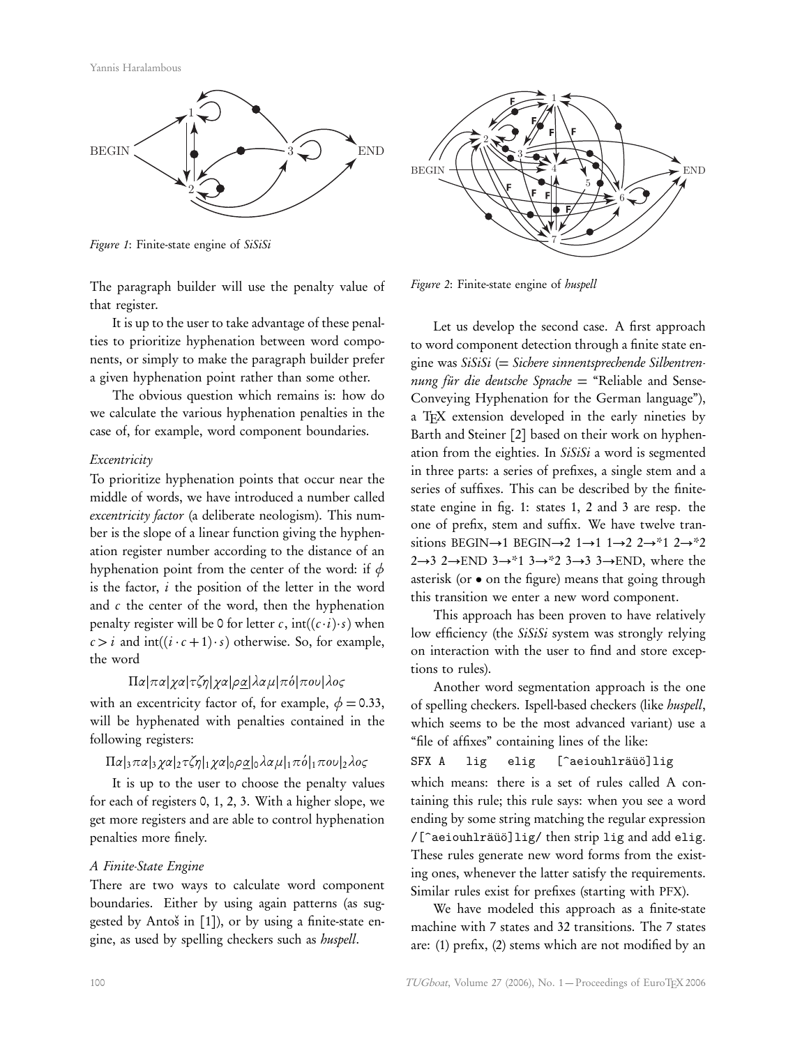Figure 1: Finite-state engine of *SiSiSi*

The paragraph builder will use the penalty value of that register.

It is up to the user to take advantage of these penalties to prioritize hyphenation between word components, or simply to make the paragraph builder prefer a given hyphenation point rather than some other.

The obvious question which remains is: how do we calculate the various hyphenation penalties in the case of, for example, word component boundaries.

### *Excentricity*

To prioritize hyphenation points that occur near the middle of words, we have introduced a number called *excentricity factor* (a deliberate neologism). This number is the slope of a linear function giving the hyphenation register number according to the distance of an hyphenation point from the center of the word: if $\phi$ is the factor, $i$ the position of the letter in the word and $c$ the center of the word, then the hyphenation penalty register will be 0 for letter $c$, $\mathrm{int}((c \cdot i) \cdot s)$ when $c > i$ and $\mathrm{int}((i \cdot c + 1) \cdot s)$ otherwise. So, for example, the word

$$\Pi\alpha|\pi\alpha|\chi\alpha|\tau\zeta\eta|\chi\alpha|\rho\underline{\alpha}|\lambda\alpha\mu|\pi\acute{o}|\pi o\upsilon|\lambda o\varsigma$$

with an excentricity factor of, for example, $\phi = 0.33$, will be hyphenated with penalties contained in the following registers:

$$\Pi\alpha|_3\pi\alpha|_3\chi\alpha|_2\tau\zeta\eta|_1\chi\alpha|_0\rho\underline{\alpha}|_0\lambda\alpha\mu|_1\pi\acute{o}|_1\pi o\upsilon|_2\lambda o\varsigma$$

It is up to the user to choose the penalty values for each of registers 0, 1, 2, 3. With a higher slope, we get more registers and are able to control hyphenation penalties more finely.

### *A Finite-State Engine*

There are two ways to calculate word component boundaries. Either by using again patterns (as suggested by Antoš in [1]), or by using a finite-state engine, as used by spelling checkers such as *huspell*.

Figure 2: Finite-state engine of *huspell*

Let us develop the second case. A first approach to word component detection through a finite state engine was *SiSiSi* (= *Sichere sinnentsprechende Silbentrennung für die deutsche Sprache* = "Reliable and Sense-Conveying Hyphenation for the German language"), a TEX extension developed in the early nineties by Barth and Steiner [2] based on their work on hyphenation from the eighties. In *SiSiSi* a word is segmented in three parts: a series of prefixes, a single stem and a series of suffixes. This can be described by the finite-state engine in fig. 1: states 1, 2 and 3 are resp. the one of prefix, stem and suffix. We have twelve transitions BEGIN→1 BEGIN→2 1→1 1→2 2→*1 2→*2 2→3 2→END 3→*1 3→*2 3→3 3→END, where the asterisk (or • on the figure) means that going through this transition we enter a new word component.

This approach has been proven to have relatively low efficiency (the *SiSiSi* system was strongly relying on interaction with the user to find and store exceptions to rules).

Another word segmentation approach is the one of spelling checkers. Ispell-based checkers (like *huspell*, which seems to be the most advanced variant) use a "file of affixes" containing lines of the like:

```
SFX A   lig   elig   [^aeiouhlräüö]lig
```

which means: there is a set of rules called A containing this rule; this rule says: when you see a word ending by some string matching the regular expression `/[^aeiouhlräüö]lig/` then strip `lig` and add `elig`. These rules generate new word forms from the existing ones, whenever the latter satisfy the requirements. Similar rules exist for prefixes (starting with PFX).

We have modeled this approach as a finite-state machine with 7 states and 32 transitions. The 7 states are: (1) prefix, (2) stems which are not modified by an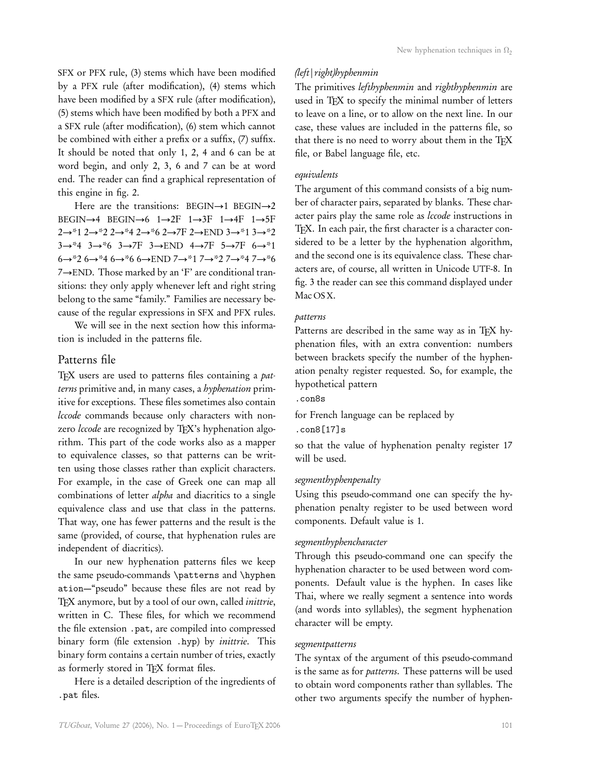SFX or PFX rule, (3) stems which have been modified by a PFX rule (after modification), (4) stems which have been modified by a SFX rule (after modification), (5) stems which have been modified by both a PFX and a SFX rule (after modification), (6) stem which cannot be combined with either a prefix or a suffix, (7) suffix. It should be noted that only 1, 2, 4 and 6 can be at word begin, and only 2, 3, 6 and 7 can be at word end. The reader can find a graphical representation of this engine in fig. 2.

Here are the transitions: BEGIN→1 BEGIN→2 BEGIN→4 BEGIN→6 1→2F 1→3F 1→4F 1→5F 2→*1 2→*2 2→*4 2→*6 2→7F 2→END 3→*1 3→*2 3→*4 3→*6 3→7F 3→END 4→7F 5→7F 6→*1 6→*2 6→*4 6→*6 6→END 7→*1 7→*2 7→*4 7→*6 7→END. Those marked by an 'F' are conditional transitions: they only apply whenever left and right string belong to the same "family." Families are necessary because of the regular expressions in SFX and PFX rules.

We will see in the next section how this information is included in the patterns file.

## Patterns file

TEX users are used to patterns files containing a *patterns* primitive and, in many cases, a *hyphenation* primitive for exceptions. These files sometimes also contain *lccode* commands because only characters with nonzero *lccode* are recognized by TEX's hyphenation algorithm. This part of the code works also as a mapper to equivalence classes, so that patterns can be written using those classes rather than explicit characters. For example, in the case of Greek one can map all combinations of letter *alpha* and diacritics to a single equivalence class and use that class in the patterns. That way, one has fewer patterns and the result is the same (provided, of course, that hyphenation rules are independent of diacritics).

In our new hyphenation patterns files we keep the same pseudo-commands `\patterns` and `\hyphenation`—"pseudo" because these files are not read by TEX anymore, but by a tool of our own, called *inittrie*, written in C. These files, for which we recommend the file extension `.pat`, are compiled into compressed binary form (file extension `.hyp`) by *inittrie*. This binary form contains a certain number of tries, exactly as formerly stored in TEX format files.

Here is a detailed description of the ingredients of `.pat` files.

### *(left|right)hyphenmin*

The primitives *lefthyphenmin* and *righthyphenmin* are used in TEX to specify the minimal number of letters to leave on a line, or to allow on the next line. In our case, these values are included in the patterns file, so that there is no need to worry about them in the TEX file, or Babel language file, etc.

### *equivalents*

The argument of this command consists of a big number of character pairs, separated by blanks. These character pairs play the same role as *lccode* instructions in TEX. In each pair, the first character is a character considered to be a letter by the hyphenation algorithm, and the second one is its equivalence class. These characters are, of course, all written in Unicode UTF-8. In fig. 3 the reader can see this command displayed under Mac OS X.

### *patterns*

Patterns are described in the same way as in TEX hyphenation files, with an extra convention: numbers between brackets specify the number of the hyphenation penalty register requested. So, for example, the hypothetical pattern

`.con8s`

for French language can be replaced by

`.con8[17]s`

so that the value of hyphenation penalty register 17 will be used.

### *segmenthyphenpenalty*

Using this pseudo-command one can specify the hyphenation penalty register to be used between word components. Default value is 1.

### *segmenthyphencharacter*

Through this pseudo-command one can specify the hyphenation character to be used between word components. Default value is the hyphen. In cases like Thai, where we really segment a sentence into words (and words into syllables), the segment hyphenation character will be empty.

### *segmentpatterns*

The syntax of the argument of this pseudo-command is the same as for *patterns*. These patterns will be used to obtain word components rather than syllables. The other two arguments specify the number of hyphen-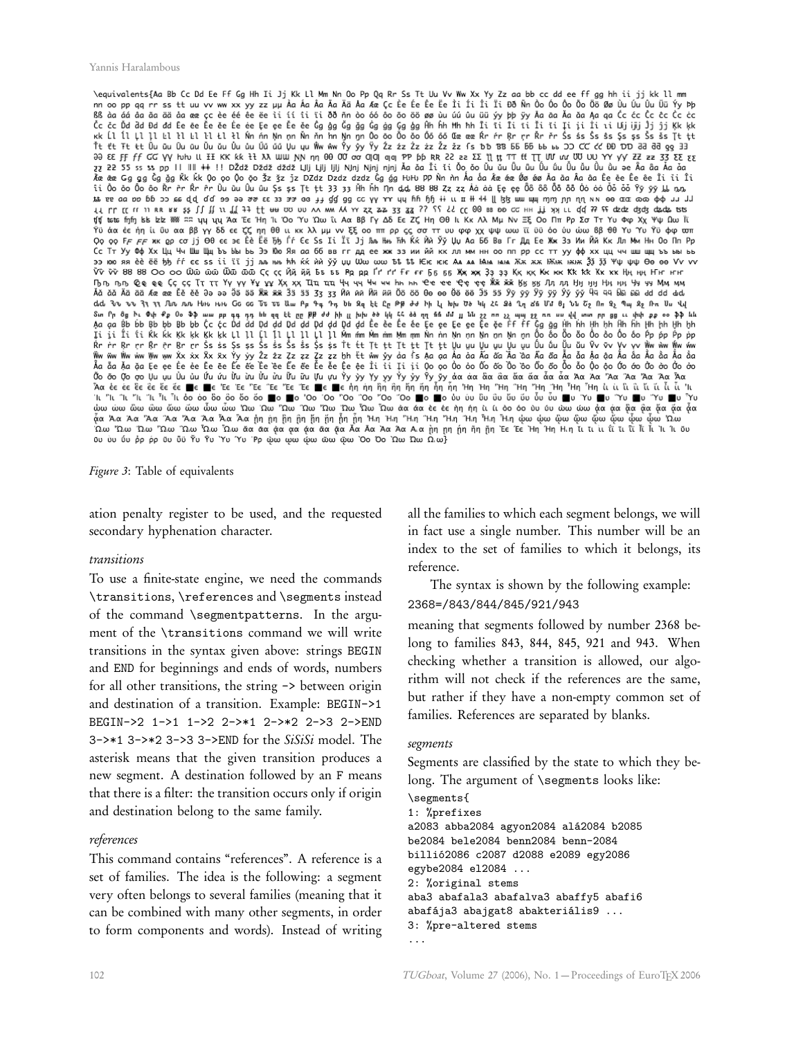```
\equivalents{Aa Bb Cc Dd Ee Ff Gg Hh Ii Jj Kk Ll Mm Nn Oo Pp Qq Rr Ss Tt Uu Vv Ww Xx Yy Zz aa bb cc dd ee ff gg hh ii jj kk ll mm
nn oo pp qq rr ss tt uu vv ww xx yy zz µµ Àà Áá Ââ Ãã Ää Åå Ææ Çç Èè Éé Êê Ëë Ìì Íí Îî Ïï Ðð Ññ Òò Óó Ôô Õõ Öö Øø Ùù Úú Ûû Üü Ýý Þþ
ßß àa áa âa ãa äa åa ææ çc èe ée êe ëe ìi íi îi ïi ðð ñn òo óo ôo õo öo øø ùu úu ûu üu ýy þþ ÿy Āa āa Ăa ăa Ąa ąa Ćc ćc Ĉc ĉc Ċc ċc
Čc čc Ďd ďd Đd đd Ēe ēe Ĕe ĕe Ėe ėe Ęe ęe Ěe ěe Ĝg ĝg Ğg ğg Ġg ġg Ģg ģg Ĥh ĥh Ħh ħh Ĩi ĩi Īi īi Ĭi ĭi Įi įi İi ıi Ĳĳ ĳĳ Ĵj ĵj Ķk ķk
...
ου υυ ύυ ὸρ ῥρ ῦυ ῦῦ Ὑυ Ὑυ Ὑυ Ὑυ Ῥρ ὠω ῳω ῴω ῶω ῷω Ὸο Ὸο Ὼω Ὼω Ωω}
```

*Figure 3*: Table of equivalents

ation penalty register to be used, and the requested secondary hyphenation character.

*transitions*

To use a finite-state engine, we need the commands `\transitions`, `\references` and `\segments` instead of the command `\segmentpatterns`. In the argument of the `\transitions` command we will write transitions in the syntax given above: strings `BEGIN` and `END` for beginnings and ends of words, numbers for all other transitions, the string `->` between origin and destination of a transition. Example: `BEGIN->1 BEGIN->2 1->1 1->2 2->*1 2->*2 2->3 2->END 3->*1 3->*2 3->3 3->END` for the *SiSiSi* model. The asterisk means that the given transition produces a new segment. A destination followed by an `F` means that there is a filter: the transition occurs only if origin and destination belong to the same family.

*references*

This command contains "references". A reference is a set of families. The idea is the following: a segment very often belongs to several families (meaning that it can be combined with many other segments, in order to form components and words). Instead of writing all the families to which each segment belongs, we will in fact use a single number. This number will be an index to the set of families to which it belongs, its reference.

The syntax is shown by the following example:
`2368=/843/844/845/921/943`
meaning that segments followed by number 2368 belong to families 843, 844, 845, 921 and 943. When checking whether a transition is allowed, our algorithm will not check if the references are the same, but rather if they have a non-empty common set of families. References are separated by blanks.

*segments*

Segments are classified by the state to which they belong. The argument of `\segments` looks like:

```
\segments{
1: %prefixes
a2083 abba2084 agyon2084 alá2084 b2085
be2084 bele2084 benn2084 benn-2084
billió2086 c2087 d2088 e2089 egy2086
egybe2084 el2084 ...
2: %original stems
aba3 abafala3 abafalva3 abaffy5 abafi6
abafája3 abajgat8 abakteriális9 ...
3: %pre-altered stems
...
```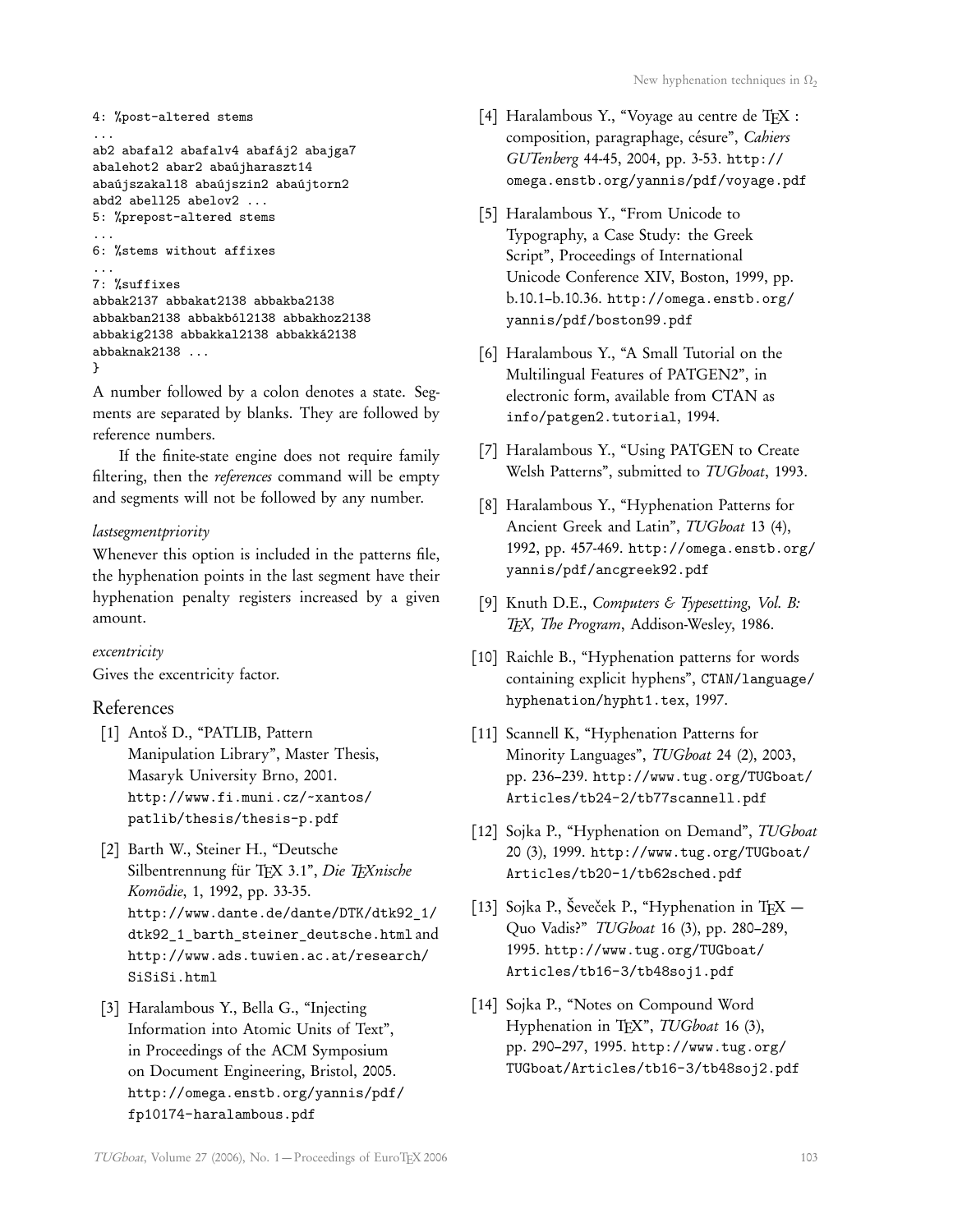```
4: %post-altered stems
...
ab2 abafal2 abafalv4 abafáj2 abajga7
abalehot2 abar2 abaújharaszt14
abaújszakal18 abaújszin2 abaújtorn2
abd2 abell25 abelov2 ...
5: %prepost-altered stems
...
6: %stems without affixes
...
7: %suffixes
abbak2137 abbakat2138 abbakba2138
abbakban2138 abbakból2138 abbakhoz2138
abbakig2138 abbakkal2138 abbakká2138
abbaknak2138 ...
}
```

A number followed by a colon denotes a state. Segments are separated by blanks. They are followed by reference numbers.

If the finite-state engine does not require family filtering, then the *references* command will be empty and segments will not be followed by any number.

*lastsegmentpriority*
Whenever this option is included in the patterns file, the hyphenation points in the last segment have their hyphenation penalty registers increased by a given amount.

*excentricity*
Gives the excentricity factor.

## References

[1] Antoš D., "PATLIB, Pattern Manipulation Library", Master Thesis, Masaryk University Brno, 2001. http://www.fi.muni.cz/~xantos/patlib/thesis/thesis-p.pdf

[2] Barth W., Steiner H., "Deutsche Silbentrennung für TEX 3.1", *Die TEXnische Komödie*, 1, 1992, pp. 33-35. http://www.dante.de/dante/DTK/dtk92_1/dtk92_1_barth_steiner_deutsche.html and http://www.ads.tuwien.ac.at/research/SiSiSi.html

[3] Haralambous Y., Bella G., "Injecting Information into Atomic Units of Text", in Proceedings of the ACM Symposium on Document Engineering, Bristol, 2005. http://omega.enstb.org/yannis/pdf/fp10174-haralambous.pdf

[4] Haralambous Y., "Voyage au centre de TEX : composition, paragraphage, césure", *Cahiers GUTenberg* 44-45, 2004, pp. 3-53. http://omega.enstb.org/yannis/pdf/voyage.pdf

[5] Haralambous Y., "From Unicode to Typography, a Case Study: the Greek Script", Proceedings of International Unicode Conference XIV, Boston, 1999, pp. b.10.1–b.10.36. http://omega.enstb.org/yannis/pdf/boston99.pdf

[6] Haralambous Y., "A Small Tutorial on the Multilingual Features of PATGEN2", in electronic form, available from CTAN as info/patgen2.tutorial, 1994.

[7] Haralambous Y., "Using PATGEN to Create Welsh Patterns", submitted to *TUGboat*, 1993.

[8] Haralambous Y., "Hyphenation Patterns for Ancient Greek and Latin", *TUGboat* 13 (4), 1992, pp. 457-469. http://omega.enstb.org/yannis/pdf/ancgreek92.pdf

[9] Knuth D.E., *Computers & Typesetting, Vol. B: TEX, The Program*, Addison-Wesley, 1986.

[10] Raichle B., "Hyphenation patterns for words containing explicit hyphens", CTAN/language/hyphenation/hypht1.tex, 1997.

[11] Scannell K, "Hyphenation Patterns for Minority Languages", *TUGboat* 24 (2), 2003, pp. 236–239. http://www.tug.org/TUGboat/Articles/tb24-2/tb77scannell.pdf

[12] Sojka P., "Hyphenation on Demand", *TUGboat* 20 (3), 1999. http://www.tug.org/TUGboat/Articles/tb20-1/tb62sched.pdf

[13] Sojka P., Ševeček P., "Hyphenation in TEX — Quo Vadis?" *TUGboat* 16 (3), pp. 280–289, 1995. http://www.tug.org/TUGboat/Articles/tb16-3/tb48soj1.pdf

[14] Sojka P., "Notes on Compound Word Hyphenation in TEX", *TUGboat* 16 (3), pp. 290–297, 1995. http://www.tug.org/TUGboat/Articles/tb16-3/tb48soj2.pdf